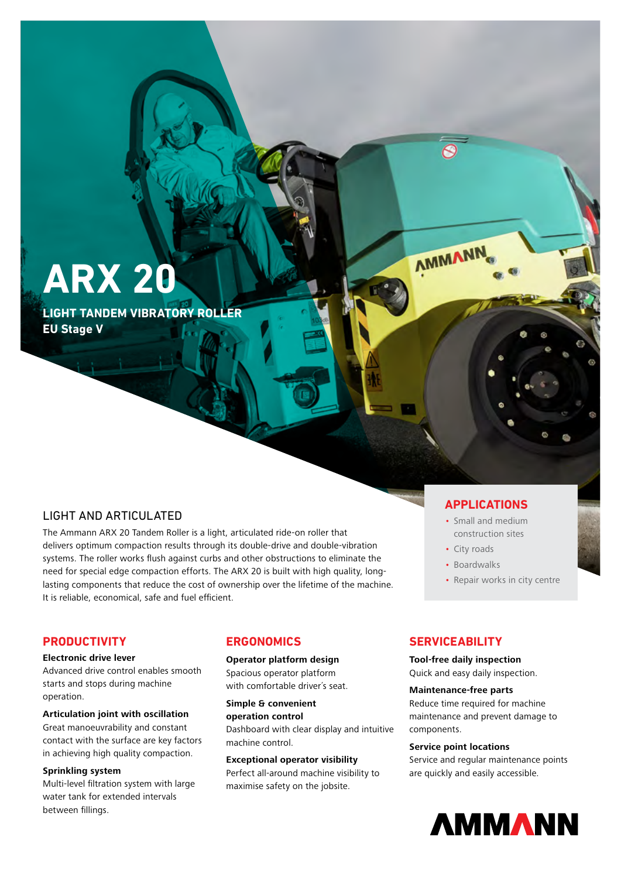# ARX 20

**LIGHT TANDEM VIBRATORY ROLLER**
**EU Stage V**

## LIGHT AND ARTICULATED

The Ammann ARX 20 Tandem Roller is a light, articulated ride-on roller that delivers optimum compaction results through its double-drive and double-vibration systems. The roller works flush against curbs and other obstructions to eliminate the need for special edge compaction efforts. The ARX 20 is built with high quality, long-lasting components that reduce the cost of ownership over the lifetime of the machine. It is reliable, economical, safe and fuel efficient.

## APPLICATIONS

- Small and medium construction sites
- City roads
- Boardwalks
- Repair works in city centre

## PRODUCTIVITY

**Electronic drive lever**
Advanced drive control enables smooth starts and stops during machine operation.

**Articulation joint with oscillation**
Great manoeuvrability and constant contact with the surface are key factors in achieving high quality compaction.

**Sprinkling system**
Multi-level filtration system with large water tank for extended intervals between fillings.

## ERGONOMICS

**Operator platform design**
Spacious operator platform with comfortable driver´s seat.

**Simple & convenient operation control**
Dashboard with clear display and intuitive machine control.

**Exceptional operator visibility**
Perfect all-around machine visibility to maximise safety on the jobsite.

## SERVICEABILITY

**Tool-free daily inspection**
Quick and easy daily inspection.

**Maintenance-free parts**
Reduce time required for machine maintenance and prevent damage to components.

**Service point locations**
Service and regular maintenance points are quickly and easily accessible.

AMMANN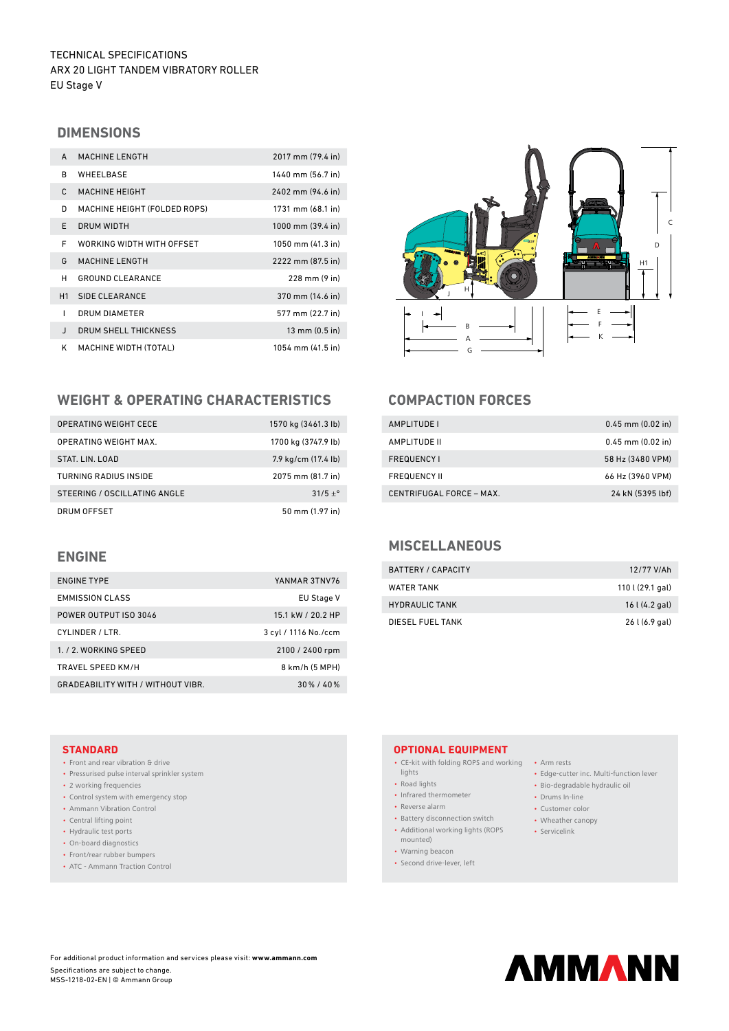TECHNICAL SPECIFICATIONS
ARX 20 LIGHT TANDEM VIBRATORY ROLLER
EU Stage V

## DIMENSIONS

| | | |
|---|---|---|
| A | MACHINE LENGTH | 2017 mm (79.4 in) |
| B | WHEELBASE | 1440 mm (56.7 in) |
| C | MACHINE HEIGHT | 2402 mm (94.6 in) |
| D | MACHINE HEIGHT (FOLDED ROPS) | 1731 mm (68.1 in) |
| E | DRUM WIDTH | 1000 mm (39.4 in) |
| F | WORKING WIDTH WITH OFFSET | 1050 mm (41.3 in) |
| G | MACHINE LENGTH | 2222 mm (87.5 in) |
| H | GROUND CLEARANCE | 228 mm (9 in) |
| H1 | SIDE CLEARANCE | 370 mm (14.6 in) |
| I | DRUM DIAMETER | 577 mm (22.7 in) |
| J | DRUM SHELL THICKNESS | 13 mm (0.5 in) |
| K | MACHINE WIDTH (TOTAL) | 1054 mm (41.5 in) |

## WEIGHT & OPERATING CHARACTERISTICS

| | |
|---|---|
| OPERATING WEIGHT CECE | 1570 kg (3461.3 lb) |
| OPERATING WEIGHT MAX. | 1700 kg (3747.9 lb) |
| STAT. LIN. LOAD | 7.9 kg/cm (17.4 lb) |
| TURNING RADIUS INSIDE | 2075 mm (81.7 in) |
| STEERING / OSCILLATING ANGLE | 31/5 ±° |
| DRUM OFFSET | 50 mm (1.97 in) |

## COMPACTION FORCES

| | |
|---|---|
| AMPLITUDE I | 0.45 mm (0.02 in) |
| AMPLITUDE II | 0.45 mm (0.02 in) |
| FREQUENCY I | 58 Hz (3480 VPM) |
| FREQUENCY II | 66 Hz (3960 VPM) |
| CENTRIFUGAL FORCE – MAX. | 24 kN (5395 lbf) |

## ENGINE

| | |
|---|---|
| ENGINE TYPE | YANMAR 3TNV76 |
| EMMISSION CLASS | EU Stage V |
| POWER OUTPUT ISO 3046 | 15.1 kW / 20.2 HP |
| CYLINDER / LTR. | 3 cyl / 1116 No./ccm |
| 1. / 2. WORKING SPEED | 2100 / 2400 rpm |
| TRAVEL SPEED KM/H | 8 km/h (5 MPH) |
| GRADEABILITY WITH / WITHOUT VIBR. | 30 % / 40 % |

## MISCELLANEOUS

| | |
|---|---|
| BATTERY / CAPACITY | 12/77 V/Ah |
| WATER TANK | 110 l (29.1 gal) |
| HYDRAULIC TANK | 16 l (4.2 gal) |
| DIESEL FUEL TANK | 26 l (6.9 gal) |

## STANDARD

- Front and rear vibration & drive
- Pressurised pulse interval sprinkler system
- 2 working frequencies
- Control system with emergency stop
- Ammann Vibration Control
- Central lifting point
- Hydraulic test ports
- On-board diagnostics
- Front/rear rubber bumpers
- ATC - Ammann Traction Control

## OPTIONAL EQUIPMENT

- CE-kit with folding ROPS and working lights
- Road lights
- Infrared thermometer
- Reverse alarm
- Battery disconnection switch
- Additional working lights (ROPS mounted)
- Warning beacon
- Second drive-lever, left
- Arm rests
- Edge-cutter inc. Multi-function lever
- Bio-degradable hydraulic oil
- Drums In-line
- Customer color
- Wheather canopy
- Servicelink

For additional product information and services please visit: **www.ammann.com**

Specifications are subject to change.
MSS-1218-02-EN | © Ammann Group